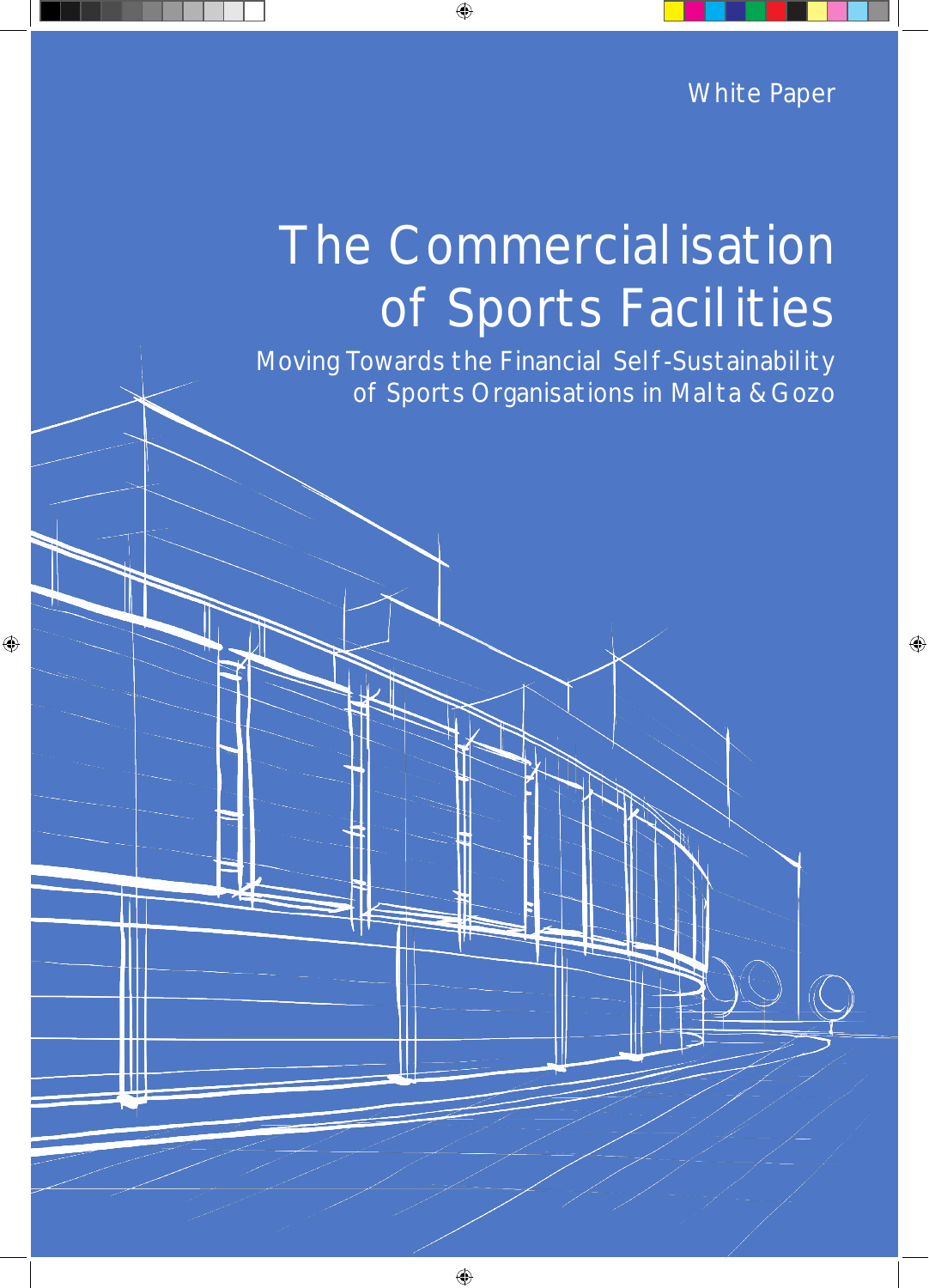White Paper

# The Commercialisation of Sports Facilities

## Moving Towards the Financial Self-Sustainability of Sports Organisations in Malta & Gozo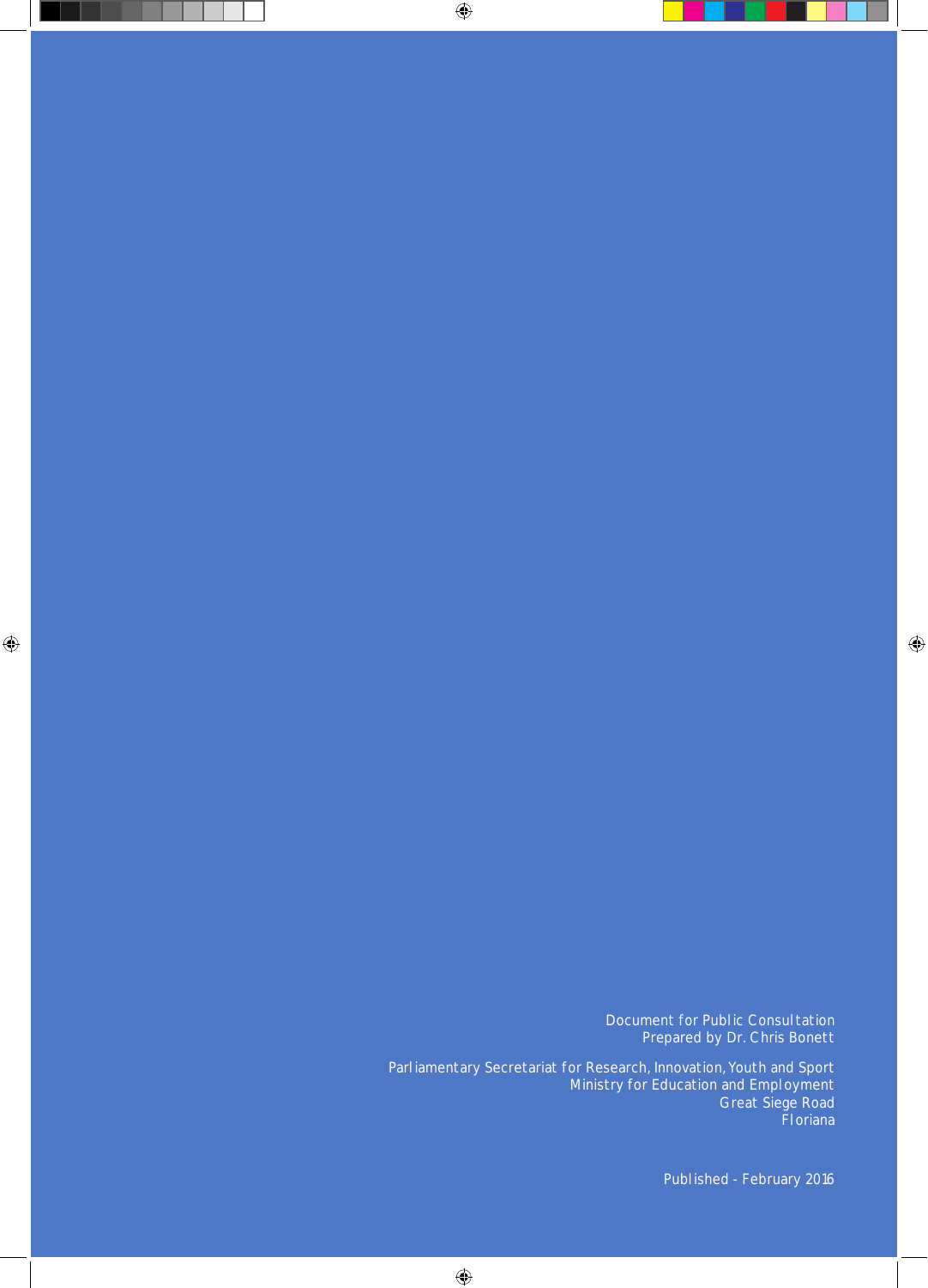Document for Public Consultation
Prepared by Dr. Chris Bonett

Parliamentary Secretariat for Research, Innovation, Youth and Sport
Ministry for Education and Employment
Great Siege Road
Floriana

Published - February 2016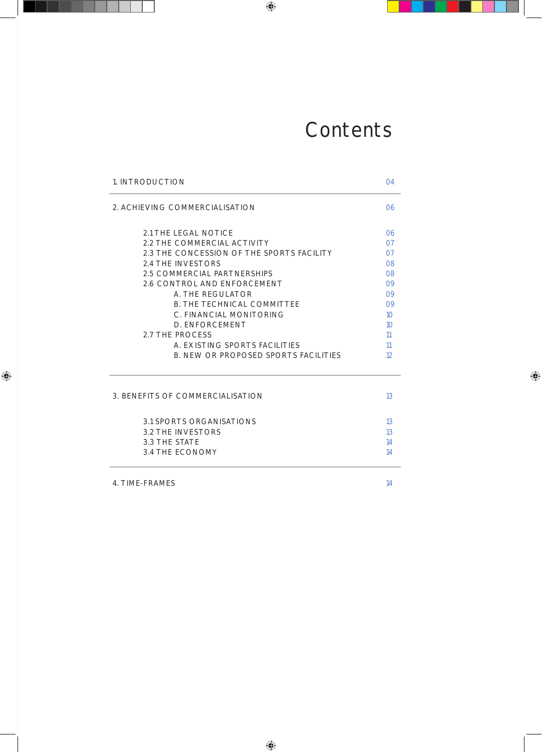# Contents

| | |
|---|---|
| 1. INTRODUCTION | 04 |
| 2. ACHIEVING COMMERCIALISATION | 06 |
| 2.1 THE LEGAL NOTICE | 06 |
| 2.2 THE COMMERCIAL ACTIVITY | 07 |
| 2.3 THE CONCESSION OF THE SPORTS FACILITY | 07 |
| 2.4 THE INVESTORS | 08 |
| 2.5 COMMERCIAL PARTNERSHIPS | 08 |
| 2.6 CONTROL AND ENFORCEMENT | 09 |
| A. THE REGULATOR | 09 |
| B. THE TECHNICAL COMMITTEE | 09 |
| C. FINANCIAL MONITORING | 10 |
| D. ENFORCEMENT | 10 |
| 2.7 THE PROCESS | 11 |
| A. EXISTING SPORTS FACILITIES | 11 |
| B. NEW OR PROPOSED SPORTS FACILITIES | 12 |
| 3. BENEFITS OF COMMERCIALISATION | 13 |
| 3.1 SPORTS ORGANISATIONS | 13 |
| 3.2 THE INVESTORS | 13 |
| 3.3 THE STATE | 14 |
| 3.4 THE ECONOMY | 14 |
| 4. TIME-FRAMES | 14 |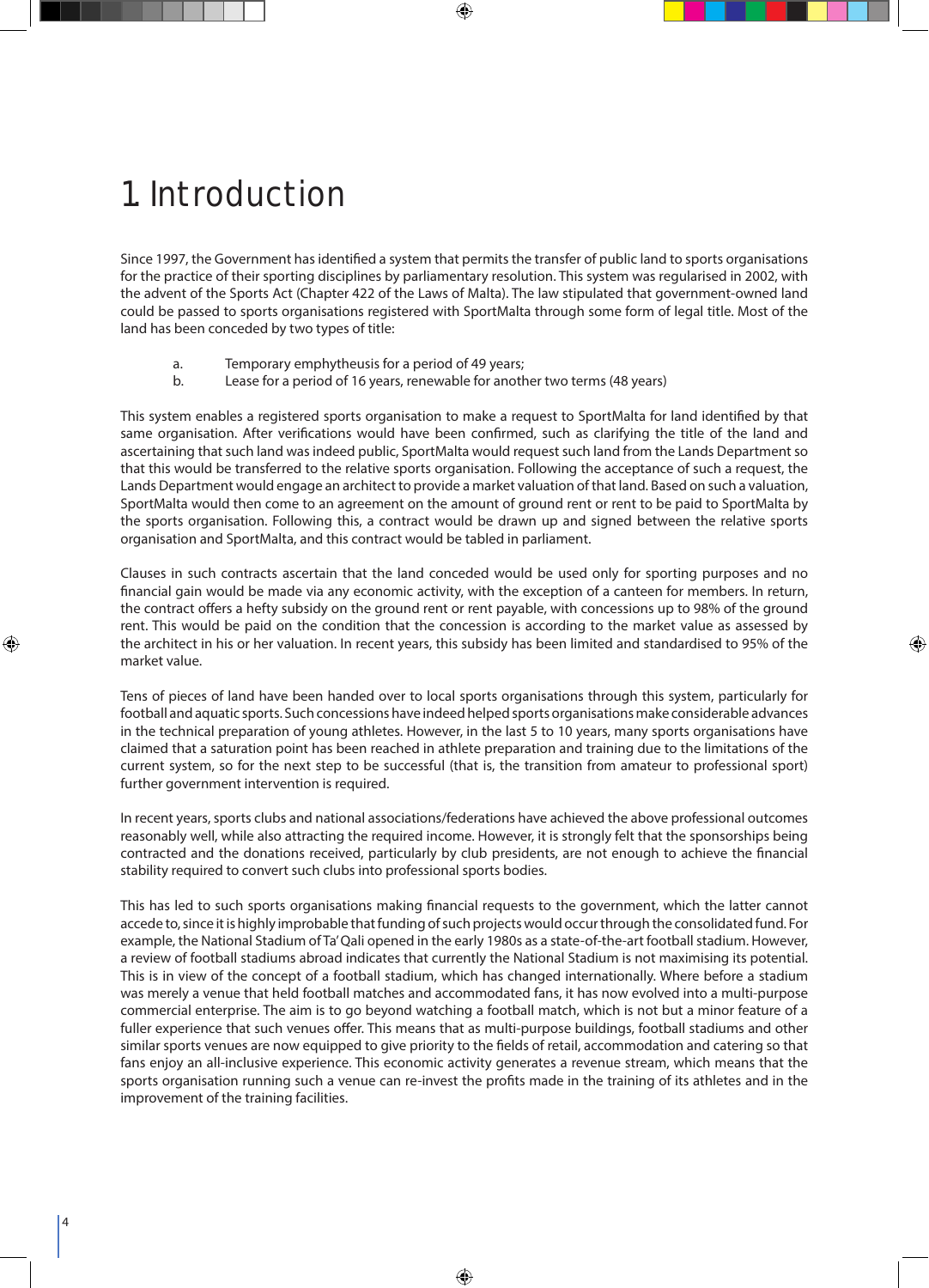# 1 Introduction

Since 1997, the Government has identified a system that permits the transfer of public land to sports organisations for the practice of their sporting disciplines by parliamentary resolution. This system was regularised in 2002, with the advent of the Sports Act (Chapter 422 of the Laws of Malta). The law stipulated that government-owned land could be passed to sports organisations registered with SportMalta through some form of legal title. Most of the land has been conceded by two types of title:

a. Temporary emphytheusis for a period of 49 years;
b. Lease for a period of 16 years, renewable for another two terms (48 years)

This system enables a registered sports organisation to make a request to SportMalta for land identified by that same organisation. After verifications would have been confirmed, such as clarifying the title of the land and ascertaining that such land was indeed public, SportMalta would request such land from the Lands Department so that this would be transferred to the relative sports organisation. Following the acceptance of such a request, the Lands Department would engage an architect to provide a market valuation of that land. Based on such a valuation, SportMalta would then come to an agreement on the amount of ground rent or rent to be paid to SportMalta by the sports organisation. Following this, a contract would be drawn up and signed between the relative sports organisation and SportMalta, and this contract would be tabled in parliament.

Clauses in such contracts ascertain that the land conceded would be used only for sporting purposes and no financial gain would be made via any economic activity, with the exception of a canteen for members. In return, the contract offers a hefty subsidy on the ground rent or rent payable, with concessions up to 98% of the ground rent. This would be paid on the condition that the concession is according to the market value as assessed by the architect in his or her valuation. In recent years, this subsidy has been limited and standardised to 95% of the market value.

Tens of pieces of land have been handed over to local sports organisations through this system, particularly for football and aquatic sports. Such concessions have indeed helped sports organisations make considerable advances in the technical preparation of young athletes. However, in the last 5 to 10 years, many sports organisations have claimed that a saturation point has been reached in athlete preparation and training due to the limitations of the current system, so for the next step to be successful (that is, the transition from amateur to professional sport) further government intervention is required.

In recent years, sports clubs and national associations/federations have achieved the above professional outcomes reasonably well, while also attracting the required income. However, it is strongly felt that the sponsorships being contracted and the donations received, particularly by club presidents, are not enough to achieve the financial stability required to convert such clubs into professional sports bodies.

This has led to such sports organisations making financial requests to the government, which the latter cannot accede to, since it is highly improbable that funding of such projects would occur through the consolidated fund. For example, the National Stadium of Ta' Qali opened in the early 1980s as a state-of-the-art football stadium. However, a review of football stadiums abroad indicates that currently the National Stadium is not maximising its potential. This is in view of the concept of a football stadium, which has changed internationally. Where before a stadium was merely a venue that held football matches and accommodated fans, it has now evolved into a multi-purpose commercial enterprise. The aim is to go beyond watching a football match, which is not but a minor feature of a fuller experience that such venues offer. This means that as multi-purpose buildings, football stadiums and other similar sports venues are now equipped to give priority to the fields of retail, accommodation and catering so that fans enjoy an all-inclusive experience. This economic activity generates a revenue stream, which means that the sports organisation running such a venue can re-invest the profits made in the training of its athletes and in the improvement of the training facilities.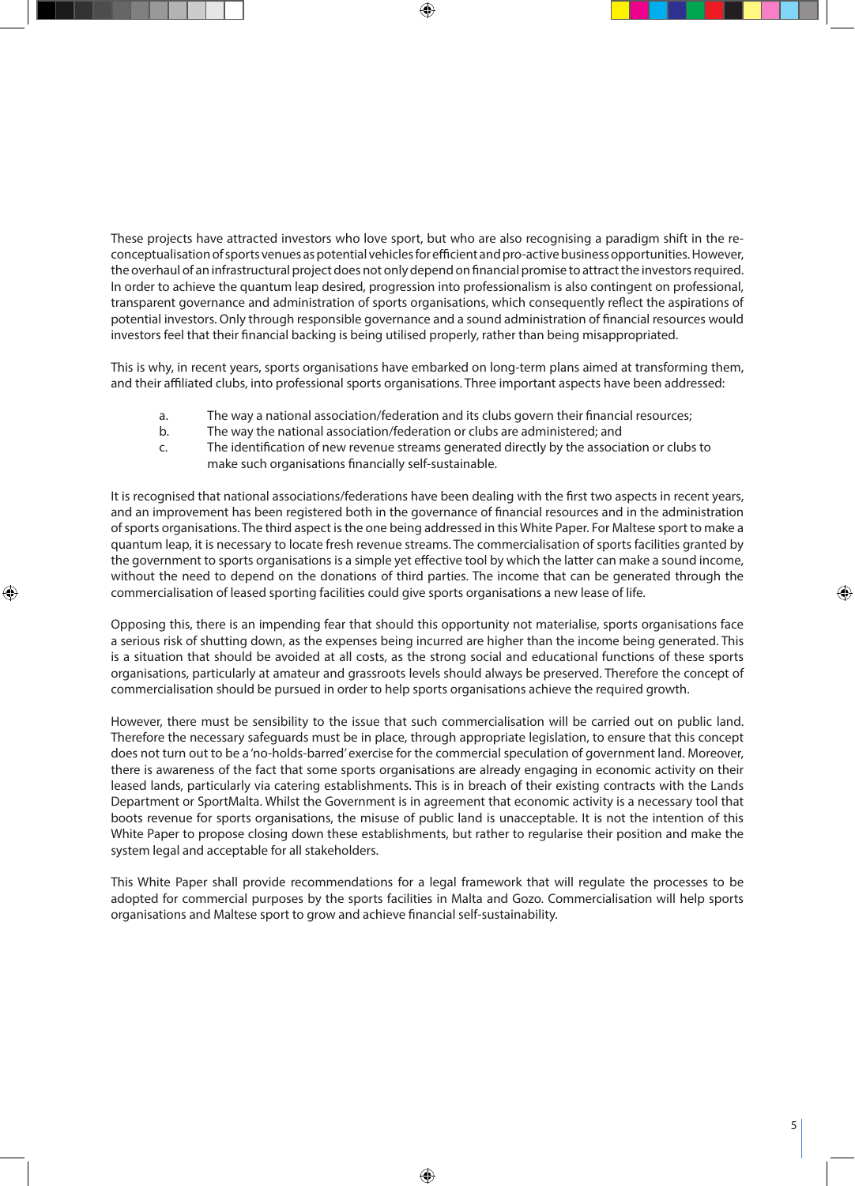These projects have attracted investors who love sport, but who are also recognising a paradigm shift in the re-conceptualisation of sports venues as potential vehicles for efficient and pro-active business opportunities. However, the overhaul of an infrastructural project does not only depend on financial promise to attract the investors required. In order to achieve the quantum leap desired, progression into professionalism is also contingent on professional, transparent governance and administration of sports organisations, which consequently reflect the aspirations of potential investors. Only through responsible governance and a sound administration of financial resources would investors feel that their financial backing is being utilised properly, rather than being misappropriated.

This is why, in recent years, sports organisations have embarked on long-term plans aimed at transforming them, and their affiliated clubs, into professional sports organisations. Three important aspects have been addressed:

a. The way a national association/federation and its clubs govern their financial resources;
b. The way the national association/federation or clubs are administered; and
c. The identification of new revenue streams generated directly by the association or clubs to make such organisations financially self-sustainable.

It is recognised that national associations/federations have been dealing with the first two aspects in recent years, and an improvement has been registered both in the governance of financial resources and in the administration of sports organisations. The third aspect is the one being addressed in this White Paper. For Maltese sport to make a quantum leap, it is necessary to locate fresh revenue streams. The commercialisation of sports facilities granted by the government to sports organisations is a simple yet effective tool by which the latter can make a sound income, without the need to depend on the donations of third parties. The income that can be generated through the commercialisation of leased sporting facilities could give sports organisations a new lease of life.

Opposing this, there is an impending fear that should this opportunity not materialise, sports organisations face a serious risk of shutting down, as the expenses being incurred are higher than the income being generated. This is a situation that should be avoided at all costs, as the strong social and educational functions of these sports organisations, particularly at amateur and grassroots levels should always be preserved. Therefore the concept of commercialisation should be pursued in order to help sports organisations achieve the required growth.

However, there must be sensibility to the issue that such commercialisation will be carried out on public land. Therefore the necessary safeguards must be in place, through appropriate legislation, to ensure that this concept does not turn out to be a 'no-holds-barred' exercise for the commercial speculation of government land. Moreover, there is awareness of the fact that some sports organisations are already engaging in economic activity on their leased lands, particularly via catering establishments. This is in breach of their existing contracts with the Lands Department or SportMalta. Whilst the Government is in agreement that economic activity is a necessary tool that boots revenue for sports organisations, the misuse of public land is unacceptable. It is not the intention of this White Paper to propose closing down these establishments, but rather to regularise their position and make the system legal and acceptable for all stakeholders.

This White Paper shall provide recommendations for a legal framework that will regulate the processes to be adopted for commercial purposes by the sports facilities in Malta and Gozo. Commercialisation will help sports organisations and Maltese sport to grow and achieve financial self-sustainability.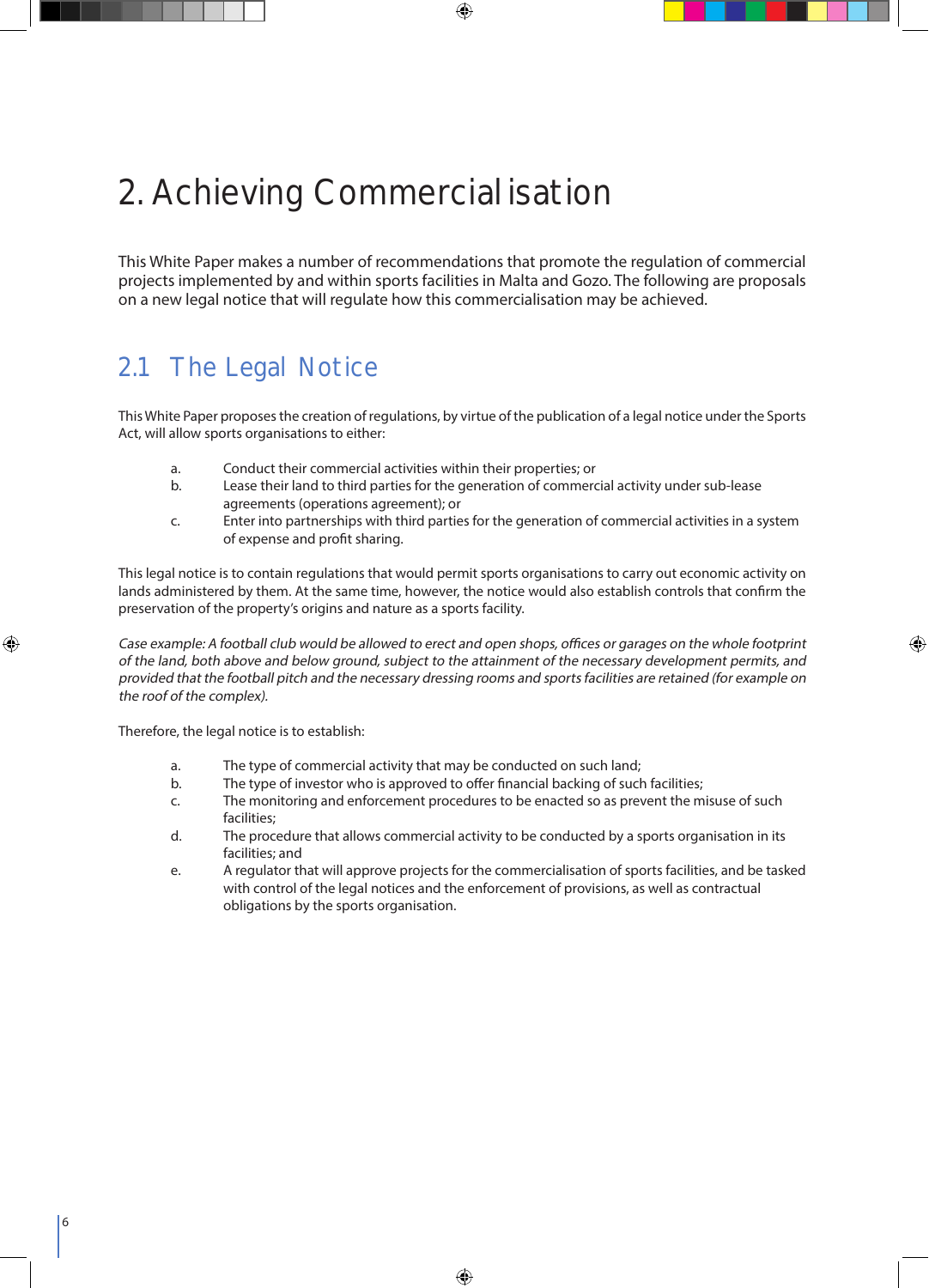# 2. Achieving Commercialisation

This White Paper makes a number of recommendations that promote the regulation of commercial projects implemented by and within sports facilities in Malta and Gozo. The following are proposals on a new legal notice that will regulate how this commercialisation may be achieved.

## 2.1 The Legal Notice

This White Paper proposes the creation of regulations, by virtue of the publication of a legal notice under the Sports Act, will allow sports organisations to either:

a. Conduct their commercial activities within their properties; or
b. Lease their land to third parties for the generation of commercial activity under sub-lease agreements (operations agreement); or
c. Enter into partnerships with third parties for the generation of commercial activities in a system of expense and profit sharing.

This legal notice is to contain regulations that would permit sports organisations to carry out economic activity on lands administered by them. At the same time, however, the notice would also establish controls that confirm the preservation of the property's origins and nature as a sports facility.

*Case example: A football club would be allowed to erect and open shops, offices or garages on the whole footprint of the land, both above and below ground, subject to the attainment of the necessary development permits, and provided that the football pitch and the necessary dressing rooms and sports facilities are retained (for example on the roof of the complex).*

Therefore, the legal notice is to establish:

a. The type of commercial activity that may be conducted on such land;
b. The type of investor who is approved to offer financial backing of such facilities;
c. The monitoring and enforcement procedures to be enacted so as prevent the misuse of such facilities;
d. The procedure that allows commercial activity to be conducted by a sports organisation in its facilities; and
e. A regulator that will approve projects for the commercialisation of sports facilities, and be tasked with control of the legal notices and the enforcement of provisions, as well as contractual obligations by the sports organisation.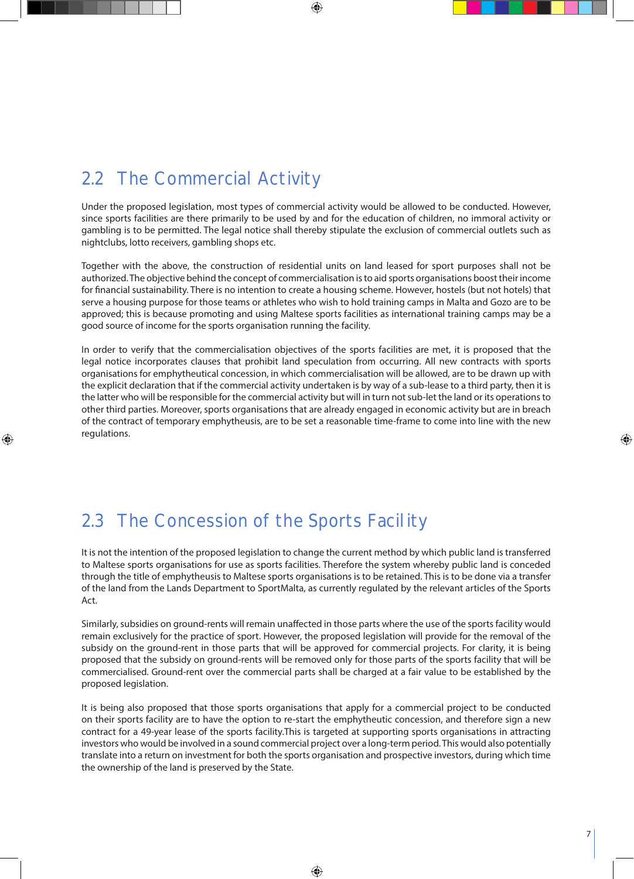## 2.2 The Commercial Activity

Under the proposed legislation, most types of commercial activity would be allowed to be conducted. However, since sports facilities are there primarily to be used by and for the education of children, no immoral activity or gambling is to be permitted. The legal notice shall thereby stipulate the exclusion of commercial outlets such as nightclubs, lotto receivers, gambling shops etc.

Together with the above, the construction of residential units on land leased for sport purposes shall not be authorized. The objective behind the concept of commercialisation is to aid sports organisations boost their income for financial sustainability. There is no intention to create a housing scheme. However, hostels (but not hotels) that serve a housing purpose for those teams or athletes who wish to hold training camps in Malta and Gozo are to be approved; this is because promoting and using Maltese sports facilities as international training camps may be a good source of income for the sports organisation running the facility.

In order to verify that the commercialisation objectives of the sports facilities are met, it is proposed that the legal notice incorporates clauses that prohibit land speculation from occurring. All new contracts with sports organisations for emphytheutical concession, in which commercialisation will be allowed, are to be drawn up with the explicit declaration that if the commercial activity undertaken is by way of a sub-lease to a third party, then it is the latter who will be responsible for the commercial activity but will in turn not sub-let the land or its operations to other third parties. Moreover, sports organisations that are already engaged in economic activity but are in breach of the contract of temporary emphytheusis, are to be set a reasonable time-frame to come into line with the new regulations.

## 2.3 The Concession of the Sports Facility

It is not the intention of the proposed legislation to change the current method by which public land is transferred to Maltese sports organisations for use as sports facilities. Therefore the system whereby public land is conceded through the title of emphytheusis to Maltese sports organisations is to be retained. This is to be done via a transfer of the land from the Lands Department to SportMalta, as currently regulated by the relevant articles of the Sports Act.

Similarly, subsidies on ground-rents will remain unaffected in those parts where the use of the sports facility would remain exclusively for the practice of sport. However, the proposed legislation will provide for the removal of the subsidy on the ground-rent in those parts that will be approved for commercial projects. For clarity, it is being proposed that the subsidy on ground-rents will be removed only for those parts of the sports facility that will be commercialised. Ground-rent over the commercial parts shall be charged at a fair value to be established by the proposed legislation.

It is being also proposed that those sports organisations that apply for a commercial project to be conducted on their sports facility are to have the option to re-start the emphytheutic concession, and therefore sign a new contract for a 49-year lease of the sports facility.This is targeted at supporting sports organisations in attracting investors who would be involved in a sound commercial project over a long-term period. This would also potentially translate into a return on investment for both the sports organisation and prospective investors, during which time the ownership of the land is preserved by the State.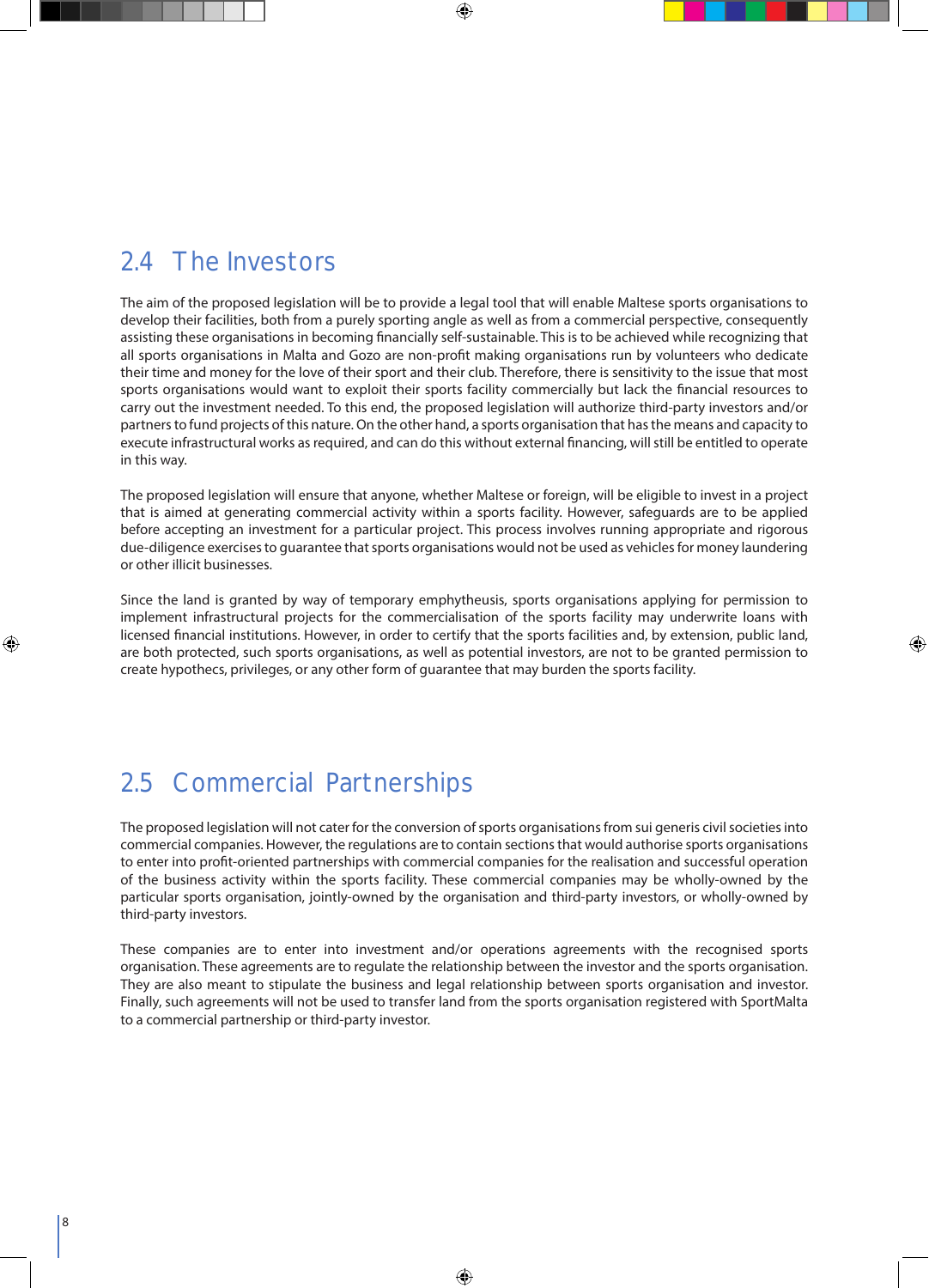## 2.4 The Investors

The aim of the proposed legislation will be to provide a legal tool that will enable Maltese sports organisations to develop their facilities, both from a purely sporting angle as well as from a commercial perspective, consequently assisting these organisations in becoming financially self-sustainable. This is to be achieved while recognizing that all sports organisations in Malta and Gozo are non-profit making organisations run by volunteers who dedicate their time and money for the love of their sport and their club. Therefore, there is sensitivity to the issue that most sports organisations would want to exploit their sports facility commercially but lack the financial resources to carry out the investment needed. To this end, the proposed legislation will authorize third-party investors and/or partners to fund projects of this nature. On the other hand, a sports organisation that has the means and capacity to execute infrastructural works as required, and can do this without external financing, will still be entitled to operate in this way.

The proposed legislation will ensure that anyone, whether Maltese or foreign, will be eligible to invest in a project that is aimed at generating commercial activity within a sports facility. However, safeguards are to be applied before accepting an investment for a particular project. This process involves running appropriate and rigorous due-diligence exercises to guarantee that sports organisations would not be used as vehicles for money laundering or other illicit businesses.

Since the land is granted by way of temporary emphytheusis, sports organisations applying for permission to implement infrastructural projects for the commercialisation of the sports facility may underwrite loans with licensed financial institutions. However, in order to certify that the sports facilities and, by extension, public land, are both protected, such sports organisations, as well as potential investors, are not to be granted permission to create hypothecs, privileges, or any other form of guarantee that may burden the sports facility.

## 2.5 Commercial Partnerships

The proposed legislation will not cater for the conversion of sports organisations from sui generis civil societies into commercial companies. However, the regulations are to contain sections that would authorise sports organisations to enter into profit-oriented partnerships with commercial companies for the realisation and successful operation of the business activity within the sports facility. These commercial companies may be wholly-owned by the particular sports organisation, jointly-owned by the organisation and third-party investors, or wholly-owned by third-party investors.

These companies are to enter into investment and/or operations agreements with the recognised sports organisation. These agreements are to regulate the relationship between the investor and the sports organisation. They are also meant to stipulate the business and legal relationship between sports organisation and investor. Finally, such agreements will not be used to transfer land from the sports organisation registered with SportMalta to a commercial partnership or third-party investor.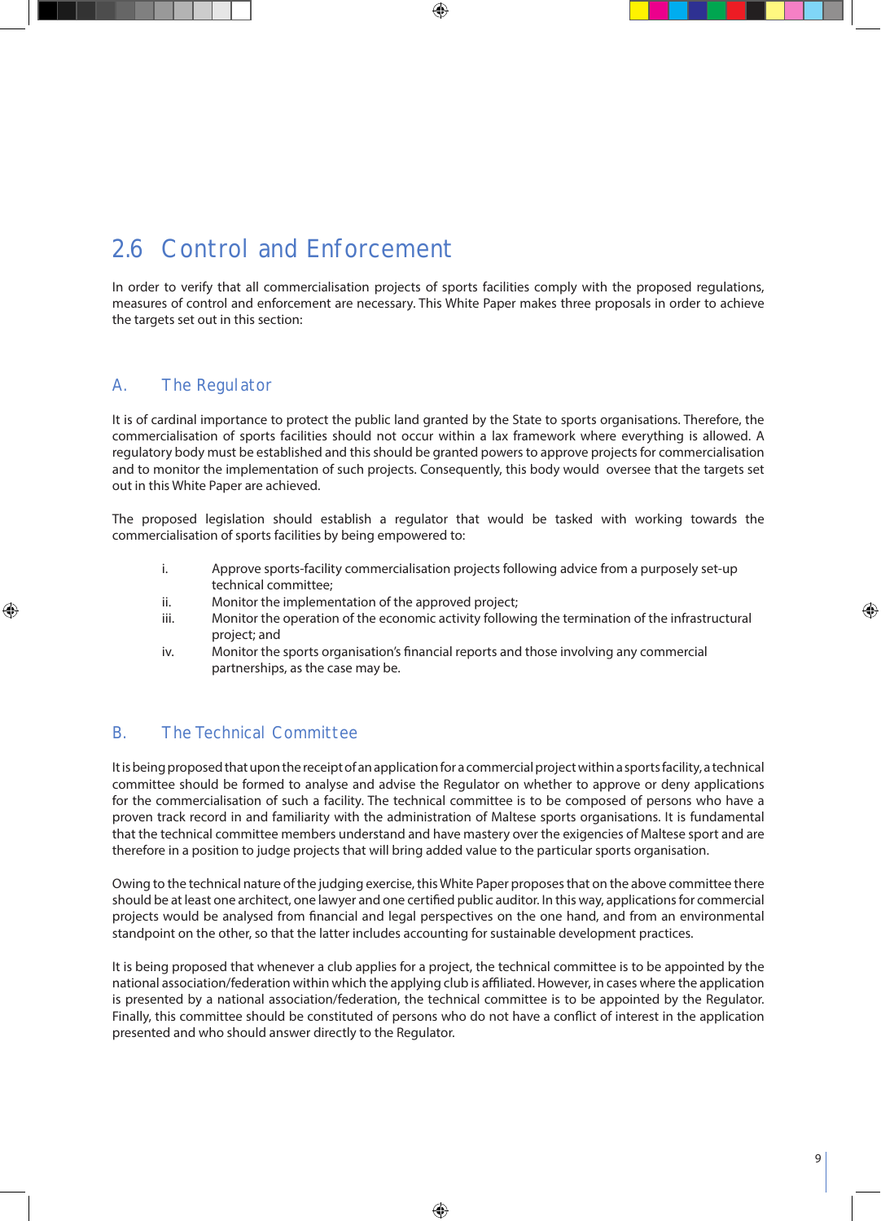## 2.6 Control and Enforcement

In order to verify that all commercialisation projects of sports facilities comply with the proposed regulations, measures of control and enforcement are necessary. This White Paper makes three proposals in order to achieve the targets set out in this section:

### A. The Regulator

It is of cardinal importance to protect the public land granted by the State to sports organisations. Therefore, the commercialisation of sports facilities should not occur within a lax framework where everything is allowed. A regulatory body must be established and this should be granted powers to approve projects for commercialisation and to monitor the implementation of such projects. Consequently, this body would oversee that the targets set out in this White Paper are achieved.

The proposed legislation should establish a regulator that would be tasked with working towards the commercialisation of sports facilities by being empowered to:

i. Approve sports-facility commercialisation projects following advice from a purposely set-up technical committee;
ii. Monitor the implementation of the approved project;
iii. Monitor the operation of the economic activity following the termination of the infrastructural project; and
iv. Monitor the sports organisation's financial reports and those involving any commercial partnerships, as the case may be.

### B. The Technical Committee

It is being proposed that upon the receipt of an application for a commercial project within a sports facility, a technical committee should be formed to analyse and advise the Regulator on whether to approve or deny applications for the commercialisation of such a facility. The technical committee is to be composed of persons who have a proven track record in and familiarity with the administration of Maltese sports organisations. It is fundamental that the technical committee members understand and have mastery over the exigencies of Maltese sport and are therefore in a position to judge projects that will bring added value to the particular sports organisation.

Owing to the technical nature of the judging exercise, this White Paper proposes that on the above committee there should be at least one architect, one lawyer and one certified public auditor. In this way, applications for commercial projects would be analysed from financial and legal perspectives on the one hand, and from an environmental standpoint on the other, so that the latter includes accounting for sustainable development practices.

It is being proposed that whenever a club applies for a project, the technical committee is to be appointed by the national association/federation within which the applying club is affiliated. However, in cases where the application is presented by a national association/federation, the technical committee is to be appointed by the Regulator. Finally, this committee should be constituted of persons who do not have a conflict of interest in the application presented and who should answer directly to the Regulator.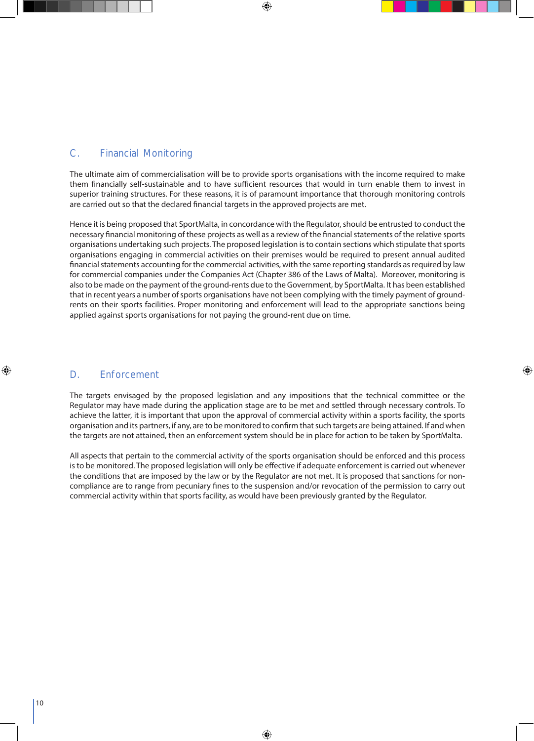## C. Financial Monitoring

The ultimate aim of commercialisation will be to provide sports organisations with the income required to make them financially self-sustainable and to have sufficient resources that would in turn enable them to invest in superior training structures. For these reasons, it is of paramount importance that thorough monitoring controls are carried out so that the declared financial targets in the approved projects are met.

Hence it is being proposed that SportMalta, in concordance with the Regulator, should be entrusted to conduct the necessary financial monitoring of these projects as well as a review of the financial statements of the relative sports organisations undertaking such projects. The proposed legislation is to contain sections which stipulate that sports organisations engaging in commercial activities on their premises would be required to present annual audited financial statements accounting for the commercial activities, with the same reporting standards as required by law for commercial companies under the Companies Act (Chapter 386 of the Laws of Malta). Moreover, monitoring is also to be made on the payment of the ground-rents due to the Government, by SportMalta. It has been established that in recent years a number of sports organisations have not been complying with the timely payment of ground-rents on their sports facilities. Proper monitoring and enforcement will lead to the appropriate sanctions being applied against sports organisations for not paying the ground-rent due on time.

## D. Enforcement

The targets envisaged by the proposed legislation and any impositions that the technical committee or the Regulator may have made during the application stage are to be met and settled through necessary controls. To achieve the latter, it is important that upon the approval of commercial activity within a sports facility, the sports organisation and its partners, if any, are to be monitored to confirm that such targets are being attained. If and when the targets are not attained, then an enforcement system should be in place for action to be taken by SportMalta.

All aspects that pertain to the commercial activity of the sports organisation should be enforced and this process is to be monitored. The proposed legislation will only be effective if adequate enforcement is carried out whenever the conditions that are imposed by the law or by the Regulator are not met. It is proposed that sanctions for non-compliance are to range from pecuniary fines to the suspension and/or revocation of the permission to carry out commercial activity within that sports facility, as would have been previously granted by the Regulator.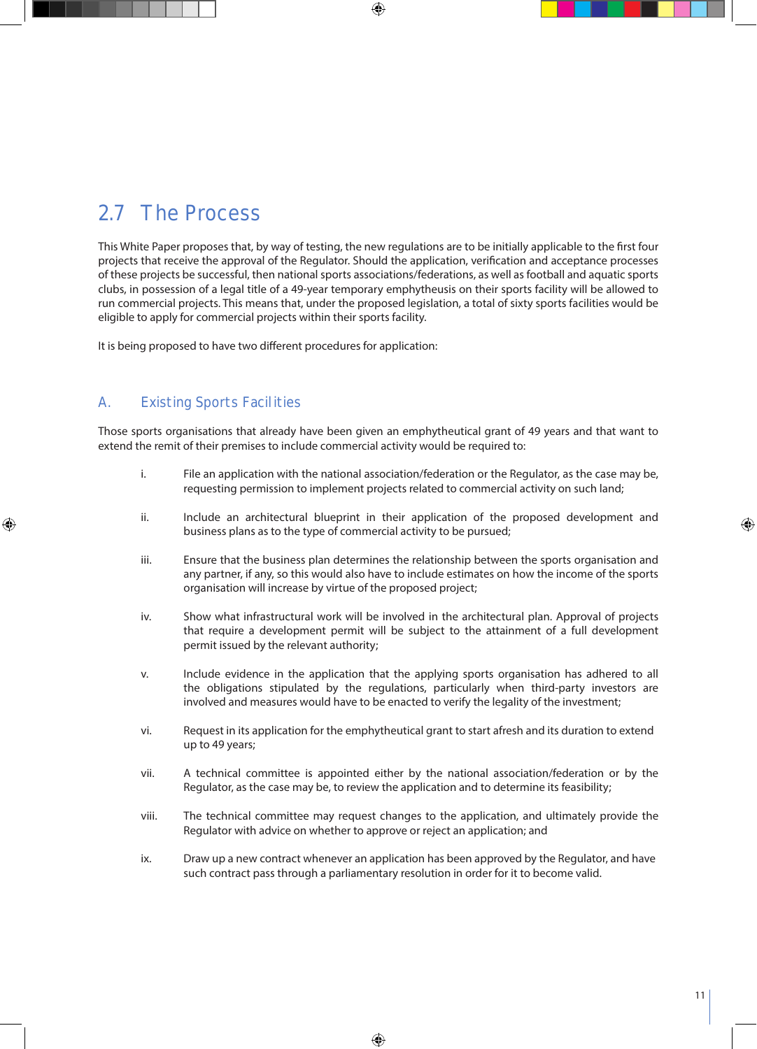## 2.7 The Process

This White Paper proposes that, by way of testing, the new regulations are to be initially applicable to the first four projects that receive the approval of the Regulator. Should the application, verification and acceptance processes of these projects be successful, then national sports associations/federations, as well as football and aquatic sports clubs, in possession of a legal title of a 49-year temporary emphytheusis on their sports facility will be allowed to run commercial projects. This means that, under the proposed legislation, a total of sixty sports facilities would be eligible to apply for commercial projects within their sports facility.

It is being proposed to have two different procedures for application:

### A. Existing Sports Facilities

Those sports organisations that already have been given an emphytheutical grant of 49 years and that want to extend the remit of their premises to include commercial activity would be required to:

i. File an application with the national association/federation or the Regulator, as the case may be, requesting permission to implement projects related to commercial activity on such land;

ii. Include an architectural blueprint in their application of the proposed development and business plans as to the type of commercial activity to be pursued;

iii. Ensure that the business plan determines the relationship between the sports organisation and any partner, if any, so this would also have to include estimates on how the income of the sports organisation will increase by virtue of the proposed project;

iv. Show what infrastructural work will be involved in the architectural plan. Approval of projects that require a development permit will be subject to the attainment of a full development permit issued by the relevant authority;

v. Include evidence in the application that the applying sports organisation has adhered to all the obligations stipulated by the regulations, particularly when third-party investors are involved and measures would have to be enacted to verify the legality of the investment;

vi. Request in its application for the emphytheutical grant to start afresh and its duration to extend up to 49 years;

vii. A technical committee is appointed either by the national association/federation or by the Regulator, as the case may be, to review the application and to determine its feasibility;

viii. The technical committee may request changes to the application, and ultimately provide the Regulator with advice on whether to approve or reject an application; and

ix. Draw up a new contract whenever an application has been approved by the Regulator, and have such contract pass through a parliamentary resolution in order for it to become valid.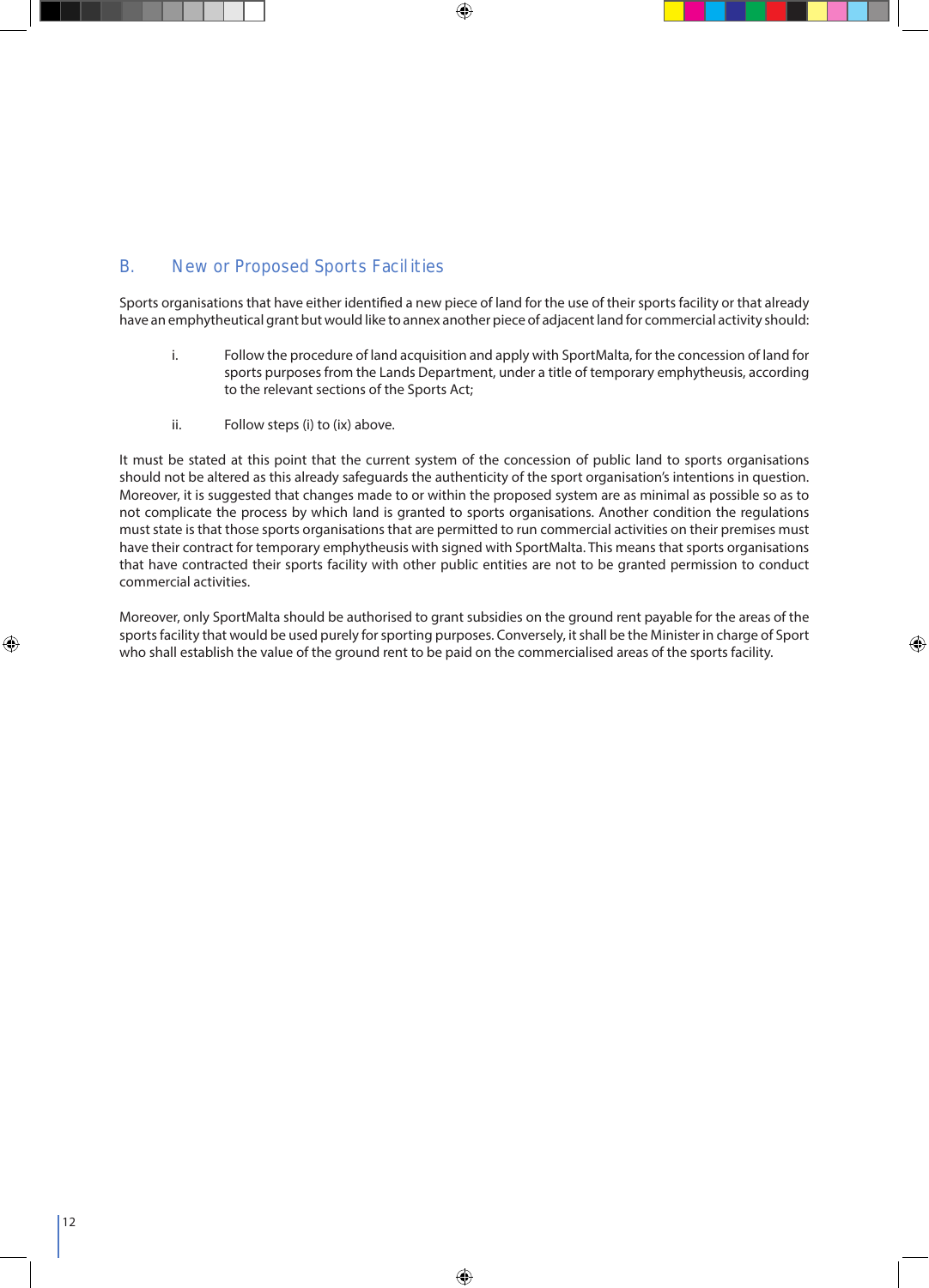## B. New or Proposed Sports Facilities

Sports organisations that have either identified a new piece of land for the use of their sports facility or that already have an emphytheutical grant but would like to annex another piece of adjacent land for commercial activity should:

i. Follow the procedure of land acquisition and apply with SportMalta, for the concession of land for sports purposes from the Lands Department, under a title of temporary emphytheusis, according to the relevant sections of the Sports Act;

ii. Follow steps (i) to (ix) above.

It must be stated at this point that the current system of the concession of public land to sports organisations should not be altered as this already safeguards the authenticity of the sport organisation's intentions in question. Moreover, it is suggested that changes made to or within the proposed system are as minimal as possible so as to not complicate the process by which land is granted to sports organisations. Another condition the regulations must state is that those sports organisations that are permitted to run commercial activities on their premises must have their contract for temporary emphytheusis with signed with SportMalta. This means that sports organisations that have contracted their sports facility with other public entities are not to be granted permission to conduct commercial activities.

Moreover, only SportMalta should be authorised to grant subsidies on the ground rent payable for the areas of the sports facility that would be used purely for sporting purposes. Conversely, it shall be the Minister in charge of Sport who shall establish the value of the ground rent to be paid on the commercialised areas of the sports facility.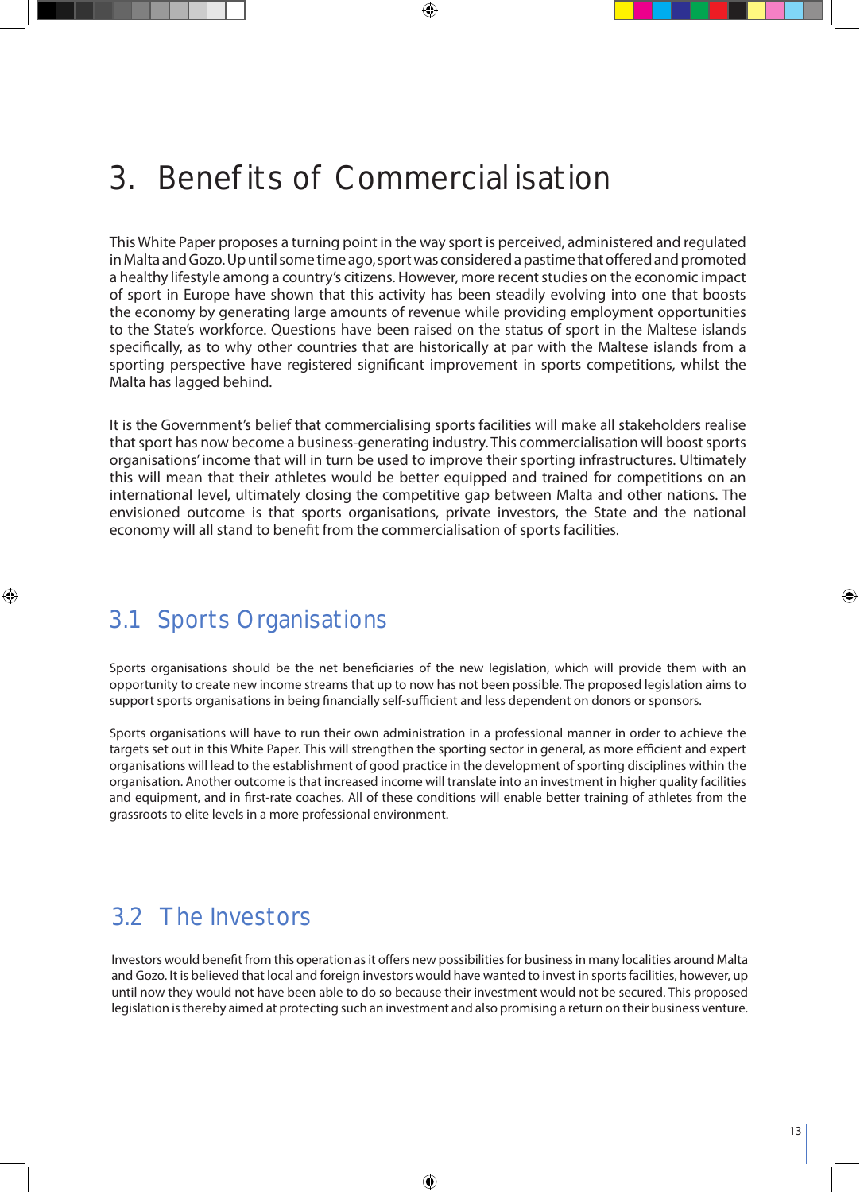# 3. Benefits of Commercialisation

This White Paper proposes a turning point in the way sport is perceived, administered and regulated in Malta and Gozo. Up until some time ago, sport was considered a pastime that offered and promoted a healthy lifestyle among a country's citizens. However, more recent studies on the economic impact of sport in Europe have shown that this activity has been steadily evolving into one that boosts the economy by generating large amounts of revenue while providing employment opportunities to the State's workforce. Questions have been raised on the status of sport in the Maltese islands specifically, as to why other countries that are historically at par with the Maltese islands from a sporting perspective have registered significant improvement in sports competitions, whilst the Malta has lagged behind.

It is the Government's belief that commercialising sports facilities will make all stakeholders realise that sport has now become a business-generating industry. This commercialisation will boost sports organisations' income that will in turn be used to improve their sporting infrastructures. Ultimately this will mean that their athletes would be better equipped and trained for competitions on an international level, ultimately closing the competitive gap between Malta and other nations. The envisioned outcome is that sports organisations, private investors, the State and the national economy will all stand to benefit from the commercialisation of sports facilities.

## 3.1 Sports Organisations

Sports organisations should be the net beneficiaries of the new legislation, which will provide them with an opportunity to create new income streams that up to now has not been possible. The proposed legislation aims to support sports organisations in being financially self-sufficient and less dependent on donors or sponsors.

Sports organisations will have to run their own administration in a professional manner in order to achieve the targets set out in this White Paper. This will strengthen the sporting sector in general, as more efficient and expert organisations will lead to the establishment of good practice in the development of sporting disciplines within the organisation. Another outcome is that increased income will translate into an investment in higher quality facilities and equipment, and in first-rate coaches. All of these conditions will enable better training of athletes from the grassroots to elite levels in a more professional environment.

## 3.2 The Investors

Investors would benefit from this operation as it offers new possibilities for business in many localities around Malta and Gozo. It is believed that local and foreign investors would have wanted to invest in sports facilities, however, up until now they would not have been able to do so because their investment would not be secured. This proposed legislation is thereby aimed at protecting such an investment and also promising a return on their business venture.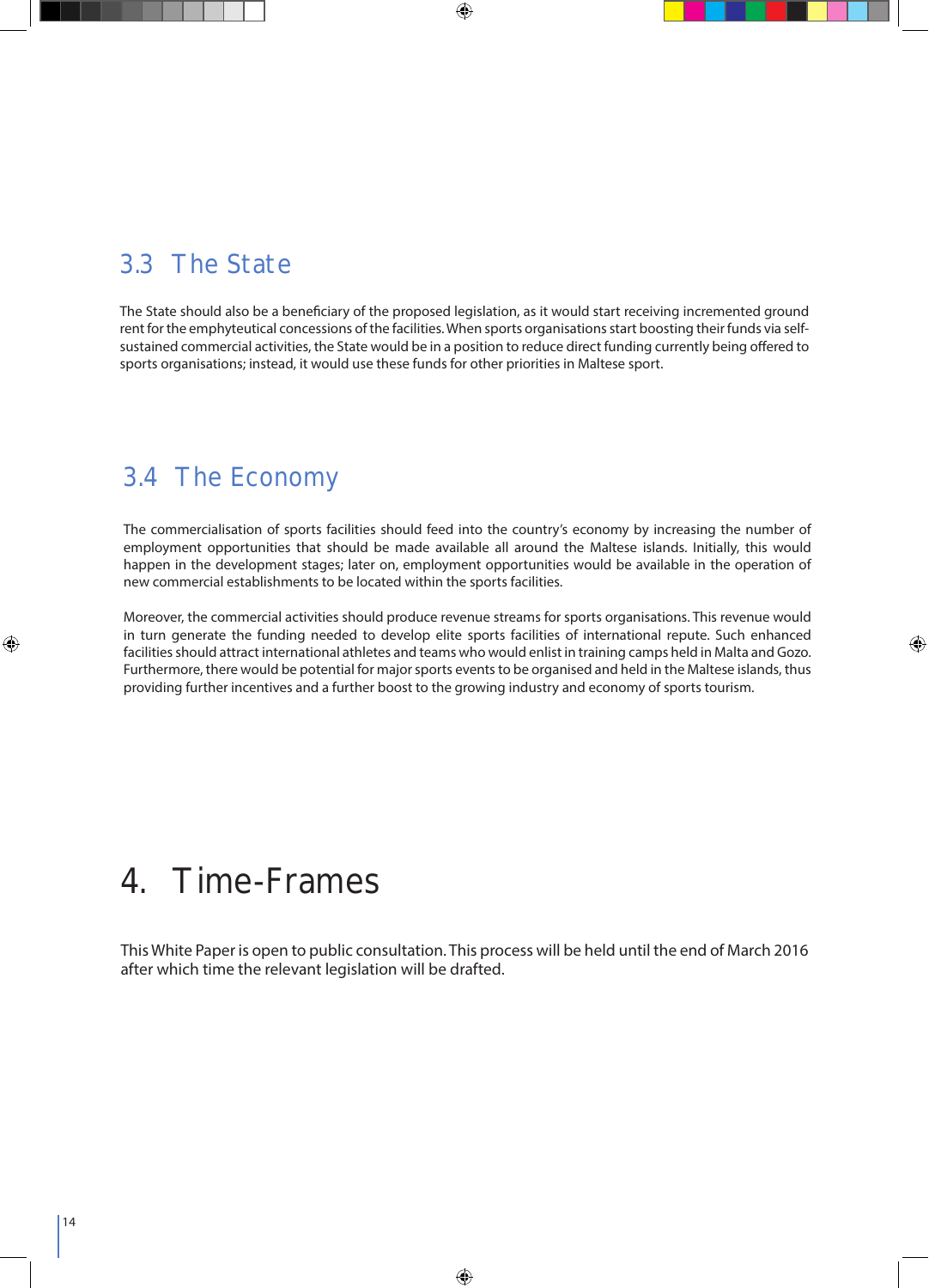## 3.3 The State

The State should also be a beneficiary of the proposed legislation, as it would start receiving incremented ground rent for the emphyteutical concessions of the facilities. When sports organisations start boosting their funds via self-sustained commercial activities, the State would be in a position to reduce direct funding currently being offered to sports organisations; instead, it would use these funds for other priorities in Maltese sport.

## 3.4 The Economy

The commercialisation of sports facilities should feed into the country's economy by increasing the number of employment opportunities that should be made available all around the Maltese islands. Initially, this would happen in the development stages; later on, employment opportunities would be available in the operation of new commercial establishments to be located within the sports facilities.

Moreover, the commercial activities should produce revenue streams for sports organisations. This revenue would in turn generate the funding needed to develop elite sports facilities of international repute. Such enhanced facilities should attract international athletes and teams who would enlist in training camps held in Malta and Gozo. Furthermore, there would be potential for major sports events to be organised and held in the Maltese islands, thus providing further incentives and a further boost to the growing industry and economy of sports tourism.

# 4. Time-Frames

This White Paper is open to public consultation. This process will be held until the end of March 2016 after which time the relevant legislation will be drafted.